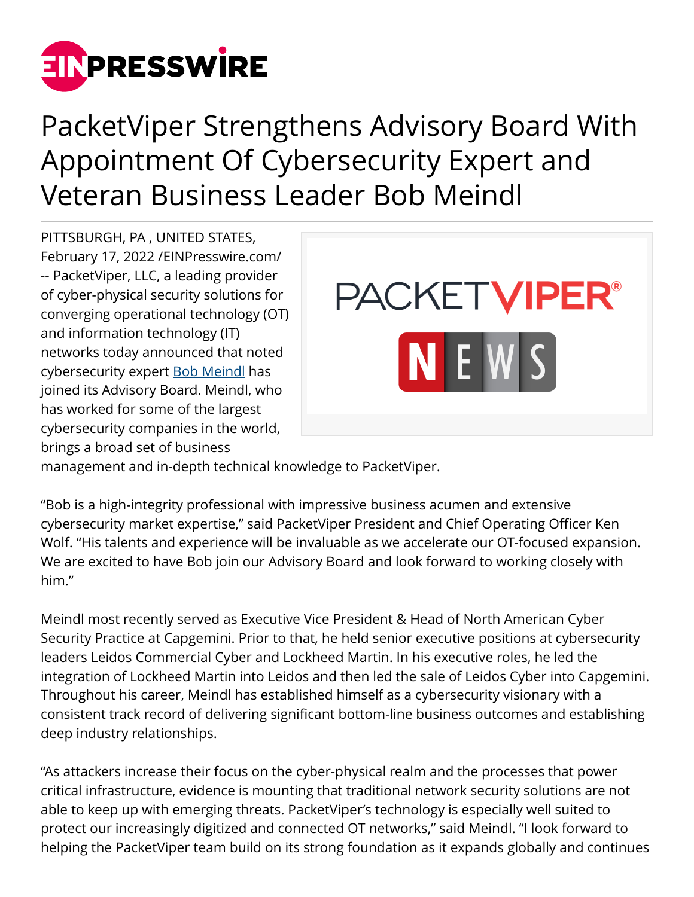# PacketViper Strengthens Advisory Board With Appointment Of Cybersecurity Expert and Veteran Business Leader Bob Meindl

PITTSBURGH, PA , UNITED STATES, February 17, 2022 /EINPresswire.com/ -- PacketViper, LLC, a leading provider of cyber-physical security solutions for converging operational technology (OT) and information technology (IT) networks today announced that noted cybersecurity expert Bob Meindl has joined its Advisory Board. Meindl, who has worked for some of the largest cybersecurity companies in the world, brings a broad set of business management and in-depth technical knowledge to PacketViper.

"Bob is a high-integrity professional with impressive business acumen and extensive cybersecurity market expertise," said PacketViper President and Chief Operating Officer Ken Wolf. "His talents and experience will be invaluable as we accelerate our OT-focused expansion. We are excited to have Bob join our Advisory Board and look forward to working closely with him."

Meindl most recently served as Executive Vice President & Head of North American Cyber Security Practice at Capgemini. Prior to that, he held senior executive positions at cybersecurity leaders Leidos Commercial Cyber and Lockheed Martin. In his executive roles, he led the integration of Lockheed Martin into Leidos and then led the sale of Leidos Cyber into Capgemini. Throughout his career, Meindl has established himself as a cybersecurity visionary with a consistent track record of delivering significant bottom-line business outcomes and establishing deep industry relationships.

"As attackers increase their focus on the cyber-physical realm and the processes that power critical infrastructure, evidence is mounting that traditional network security solutions are not able to keep up with emerging threats. PacketViper's technology is especially well suited to protect our increasingly digitized and connected OT networks," said Meindl. "I look forward to helping the PacketViper team build on its strong foundation as it expands globally and continues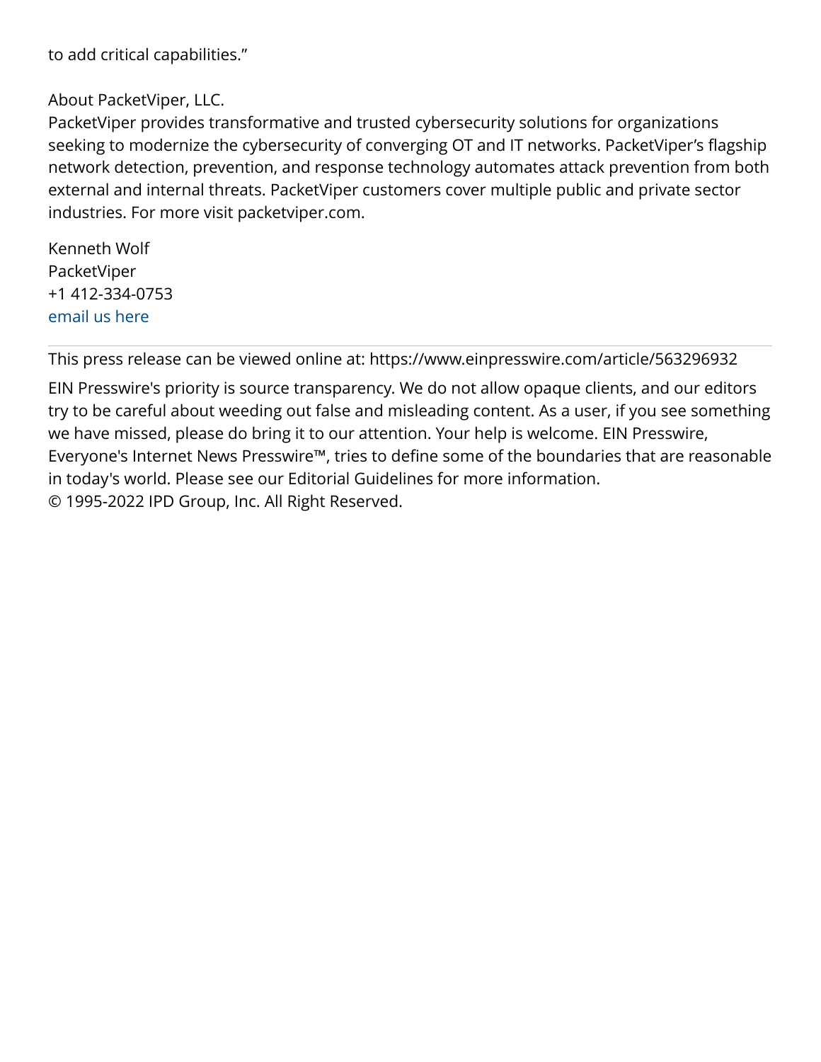to add critical capabilities.”

About PacketViper, LLC.
PacketViper provides transformative and trusted cybersecurity solutions for organizations seeking to modernize the cybersecurity of converging OT and IT networks. PacketViper’s flagship network detection, prevention, and response technology automates attack prevention from both external and internal threats. PacketViper customers cover multiple public and private sector industries. For more visit packetviper.com.

Kenneth Wolf
PacketViper
+1 412-334-0753
email us here

---

This press release can be viewed online at: https://www.einpresswire.com/article/563296932

EIN Presswire's priority is source transparency. We do not allow opaque clients, and our editors try to be careful about weeding out false and misleading content. As a user, if you see something we have missed, please do bring it to our attention. Your help is welcome. EIN Presswire, Everyone's Internet News Presswire™, tries to define some of the boundaries that are reasonable in today's world. Please see our Editorial Guidelines for more information.
© 1995-2022 IPD Group, Inc. All Right Reserved.